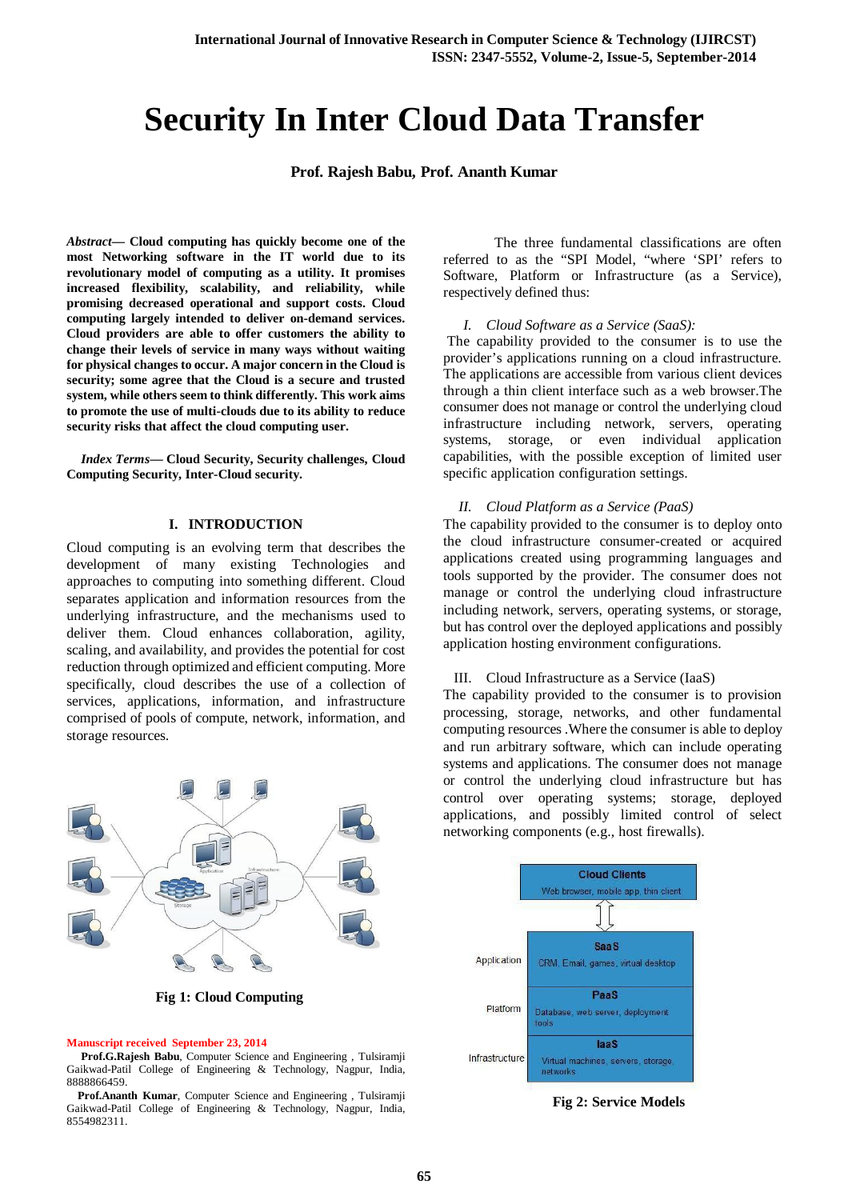# Security In Inter Cloud Data Transfer

**Prof. Rajesh Babu, Prof. Ananth Kumar**

***Abstract*— Cloud computing has quickly become one of the most Networking software in the IT world due to its revolutionary model of computing as a utility. It promises increased flexibility, scalability, and reliability, while promising decreased operational and support costs. Cloud computing largely intended to deliver on-demand services. Cloud providers are able to offer customers the ability to change their levels of service in many ways without waiting for physical changes to occur. A major concern in the Cloud is security; some agree that the Cloud is a secure and trusted system, while others seem to think differently. This work aims to promote the use of multi-clouds due to its ability to reduce security risks that affect the cloud computing user.**

***Index Terms*— Cloud Security, Security challenges, Cloud Computing Security, Inter-Cloud security.**

## I. INTRODUCTION

Cloud computing is an evolving term that describes the development of many existing Technologies and approaches to computing into something different. Cloud separates application and information resources from the underlying infrastructure, and the mechanisms used to deliver them. Cloud enhances collaboration, agility, scaling, and availability, and provides the potential for cost reduction through optimized and efficient computing. More specifically, cloud describes the use of a collection of services, applications, information, and infrastructure comprised of pools of compute, network, information, and storage resources.

**Fig 1: Cloud Computing**

Manuscript received September 23, 2014

**Prof.G.Rajesh Babu**, Computer Science and Engineering , Tulsiramji Gaikwad-Patil College of Engineering & Technology, Nagpur, India, 8888866459.

**Prof.Ananth Kumar**, Computer Science and Engineering , Tulsiramji Gaikwad-Patil College of Engineering & Technology, Nagpur, India, 8554982311.

The three fundamental classifications are often referred to as the "SPI Model, "where 'SPI' refers to Software, Platform or Infrastructure (as a Service), respectively defined thus:

*I. Cloud Software as a Service (SaaS):*

The capability provided to the consumer is to use the provider's applications running on a cloud infrastructure. The applications are accessible from various client devices through a thin client interface such as a web browser.The consumer does not manage or control the underlying cloud infrastructure including network, servers, operating systems, storage, or even individual application capabilities, with the possible exception of limited user specific application configuration settings.

*II. Cloud Platform as a Service (PaaS)*

The capability provided to the consumer is to deploy onto the cloud infrastructure consumer-created or acquired applications created using programming languages and tools supported by the provider. The consumer does not manage or control the underlying cloud infrastructure including network, servers, operating systems, or storage, but has control over the deployed applications and possibly application hosting environment configurations.

III. Cloud Infrastructure as a Service (IaaS)

The capability provided to the consumer is to provision processing, storage, networks, and other fundamental computing resources .Where the consumer is able to deploy and run arbitrary software, which can include operating systems and applications. The consumer does not manage or control the underlying cloud infrastructure but has control over operating systems; storage, deployed applications, and possibly limited control of select networking components (e.g., host firewalls).

**Fig 2: Service Models**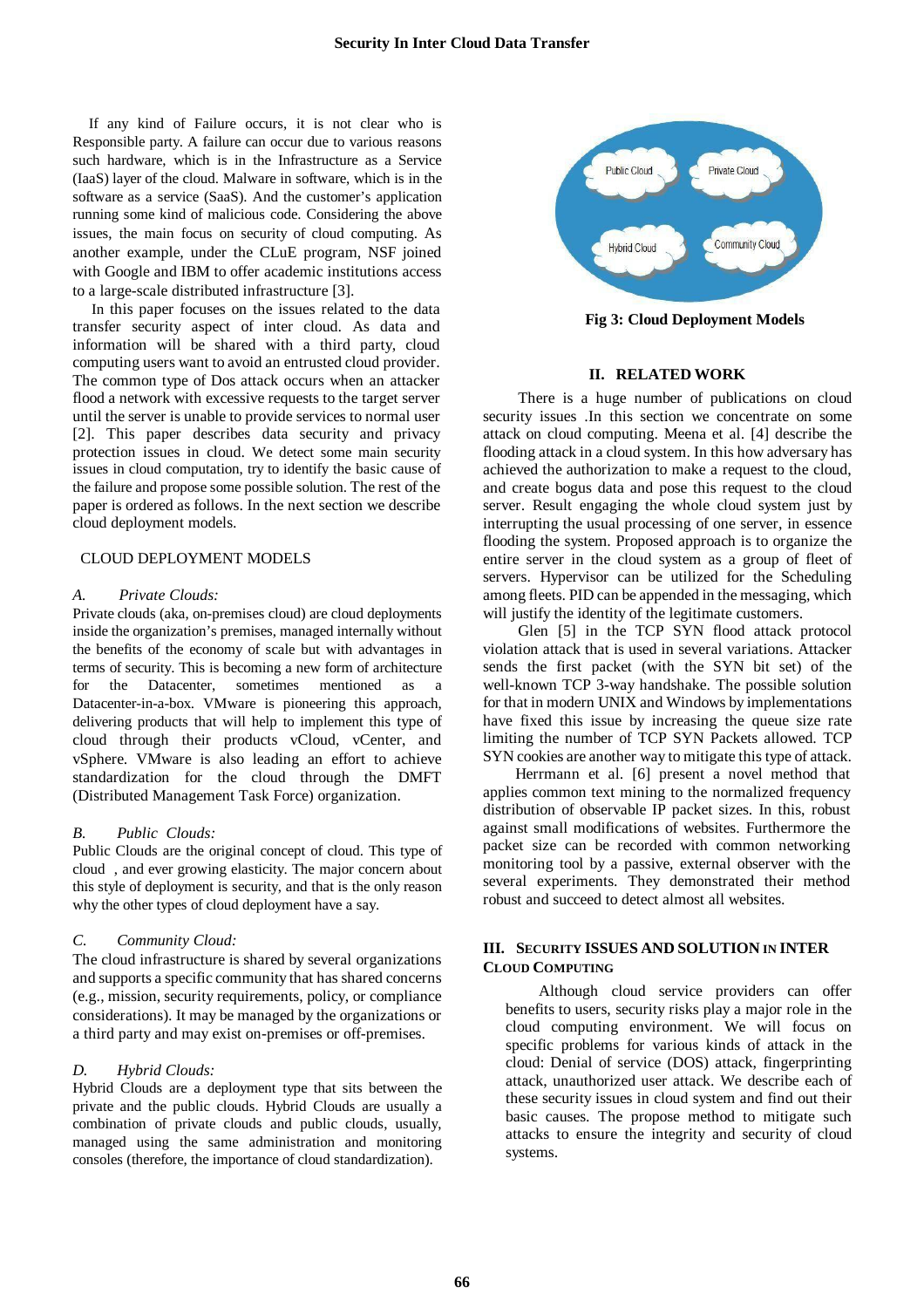If any kind of Failure occurs, it is not clear who is Responsible party. A failure can occur due to various reasons such hardware, which is in the Infrastructure as a Service (IaaS) layer of the cloud. Malware in software, which is in the software as a service (SaaS). And the customer's application running some kind of malicious code. Considering the above issues, the main focus on security of cloud computing. As another example, under the CLuE program, NSF joined with Google and IBM to offer academic institutions access to a large-scale distributed infrastructure [3].

In this paper focuses on the issues related to the data transfer security aspect of inter cloud. As data and information will be shared with a third party, cloud computing users want to avoid an entrusted cloud provider. The common type of Dos attack occurs when an attacker flood a network with excessive requests to the target server until the server is unable to provide services to normal user [2]. This paper describes data security and privacy protection issues in cloud. We detect some main security issues in cloud computation, try to identify the basic cause of the failure and propose some possible solution. The rest of the paper is ordered as follows. In the next section we describe cloud deployment models.

## CLOUD DEPLOYMENT MODELS

### *A. Private Clouds:*

Private clouds (aka, on-premises cloud) are cloud deployments inside the organization's premises, managed internally without the benefits of the economy of scale but with advantages in terms of security. This is becoming a new form of architecture for the Datacenter, sometimes mentioned as a Datacenter-in-a-box. VMware is pioneering this approach, delivering products that will help to implement this type of cloud through their products vCloud, vCenter, and vSphere. VMware is also leading an effort to achieve standardization for the cloud through the DMFT (Distributed Management Task Force) organization.

### *B. Public Clouds:*

Public Clouds are the original concept of cloud. This type of cloud , and ever growing elasticity. The major concern about this style of deployment is security, and that is the only reason why the other types of cloud deployment have a say.

### *C. Community Cloud:*

The cloud infrastructure is shared by several organizations and supports a specific community that has shared concerns (e.g., mission, security requirements, policy, or compliance considerations). It may be managed by the organizations or a third party and may exist on-premises or off-premises.

### *D. Hybrid Clouds:*

Hybrid Clouds are a deployment type that sits between the private and the public clouds. Hybrid Clouds are usually a combination of private clouds and public clouds, usually, managed using the same administration and monitoring consoles (therefore, the importance of cloud standardization).

Public Cloud | Private Cloud | Hybrid Cloud | Community Cloud

**Fig 3: Cloud Deployment Models**

## II. RELATED WORK

There is a huge number of publications on cloud security issues .In this section we concentrate on some attack on cloud computing. Meena et al. [4] describe the flooding attack in a cloud system. In this how adversary has achieved the authorization to make a request to the cloud, and create bogus data and pose this request to the cloud server. Result engaging the whole cloud system just by interrupting the usual processing of one server, in essence flooding the system. Proposed approach is to organize the entire server in the cloud system as a group of fleet of servers. Hypervisor can be utilized for the Scheduling among fleets. PID can be appended in the messaging, which will justify the identity of the legitimate customers.

Glen [5] in the TCP SYN flood attack protocol violation attack that is used in several variations. Attacker sends the first packet (with the SYN bit set) of the well-known TCP 3-way handshake. The possible solution for that in modern UNIX and Windows by implementations have fixed this issue by increasing the queue size rate limiting the number of TCP SYN Packets allowed. TCP SYN cookies are another way to mitigate this type of attack.

Herrmann et al. [6] present a novel method that applies common text mining to the normalized frequency distribution of observable IP packet sizes. In this, robust against small modifications of websites. Furthermore the packet size can be recorded with common networking monitoring tool by a passive, external observer with the several experiments. They demonstrated their method robust and succeed to detect almost all websites.

## III. SECURITY ISSUES AND SOLUTION IN INTER CLOUD COMPUTING

Although cloud service providers can offer benefits to users, security risks play a major role in the cloud computing environment. We will focus on specific problems for various kinds of attack in the cloud: Denial of service (DOS) attack, fingerprinting attack, unauthorized user attack. We describe each of these security issues in cloud system and find out their basic causes. The propose method to mitigate such attacks to ensure the integrity and security of cloud systems.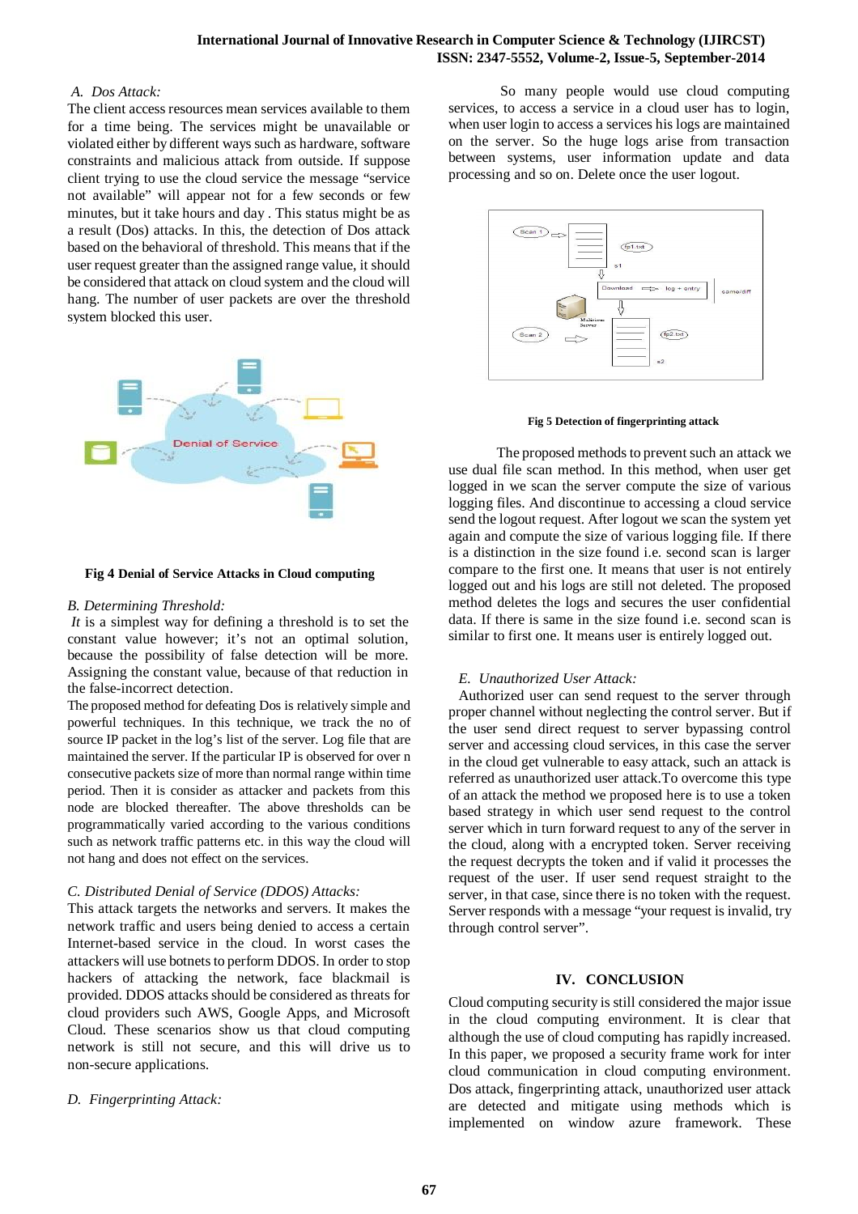*A. Dos Attack:*

The client access resources mean services available to them for a time being. The services might be unavailable or violated either by different ways such as hardware, software constraints and malicious attack from outside. If suppose client trying to use the cloud service the message "service not available" will appear not for a few seconds or few minutes, but it take hours and day . This status might be as a result (Dos) attacks. In this, the detection of Dos attack based on the behavioral of threshold. This means that if the user request greater than the assigned range value, it should be considered that attack on cloud system and the cloud will hang. The number of user packets are over the threshold system blocked this user.

**Fig 4 Denial of Service Attacks in Cloud computing**

*B. Determining Threshold:*

*It* is a simplest way for defining a threshold is to set the constant value however; it's not an optimal solution, because the possibility of false detection will be more. Assigning the constant value, because of that reduction in the false-incorrect detection.

The proposed method for defeating Dos is relatively simple and powerful techniques. In this technique, we track the no of source IP packet in the log's list of the server. Log file that are maintained the server. If the particular IP is observed for over n consecutive packets size of more than normal range within time period. Then it is consider as attacker and packets from this node are blocked thereafter. The above thresholds can be programmatically varied according to the various conditions such as network traffic patterns etc. In this way the cloud will not hang and does not effect on the services.

*C. Distributed Denial of Service (DDOS) Attacks:*

This attack targets the networks and servers. It makes the network traffic and users being denied to access a certain Internet-based service in the cloud. In worst cases the attackers will use botnets to perform DDOS. In order to stop hackers of attacking the network, face blackmail is provided. DDOS attacks should be considered as threats for cloud providers such AWS, Google Apps, and Microsoft Cloud. These scenarios show us that cloud computing network is still not secure, and this will drive us to non-secure applications.

*D. Fingerprinting Attack:*

So many people would use cloud computing services, to access a service in a cloud user has to login, when user login to access a services his logs are maintained on the server. So the huge logs arise from transaction between systems, user information update and data processing and so on. Delete once the user logout.

**Fig 5 Detection of fingerprinting attack**

The proposed methods to prevent such an attack we use dual file scan method. In this method, when user get logged in we scan the server compute the size of various logging files. And discontinue to accessing a cloud service send the logout request. After logout we scan the system yet again and compute the size of various logging file. If there is a distinction in the size found i.e. second scan is larger compare to the first one. It means that user is not entirely logged out and his logs are still not deleted. The proposed method deletes the logs and secures the user confidential data. If there is same in the size found i.e. second scan is similar to first one. It means user is entirely logged out.

*E. Unauthorized User Attack:*

Authorized user can send request to the server through proper channel without neglecting the control server. But if the user send direct request to server bypassing control server and accessing cloud services, in this case the server in the cloud get vulnerable to easy attack, such an attack is referred as unauthorized user attack.To overcome this type of an attack the method we proposed here is to use a token based strategy in which user send request to the control server which in turn forward request to any of the server in the cloud, along with a encrypted token. Server receiving the request decrypts the token and if valid it processes the request of the user. If user send request straight to the server, in that case, since there is no token with the request. Server responds with a message "your request is invalid, try through control server".

## IV. CONCLUSION

Cloud computing security is still considered the major issue in the cloud computing environment. It is clear that although the use of cloud computing has rapidly increased. In this paper, we proposed a security frame work for inter cloud communication in cloud computing environment. Dos attack, fingerprinting attack, unauthorized user attack are detected and mitigate using methods which is implemented on window azure framework. These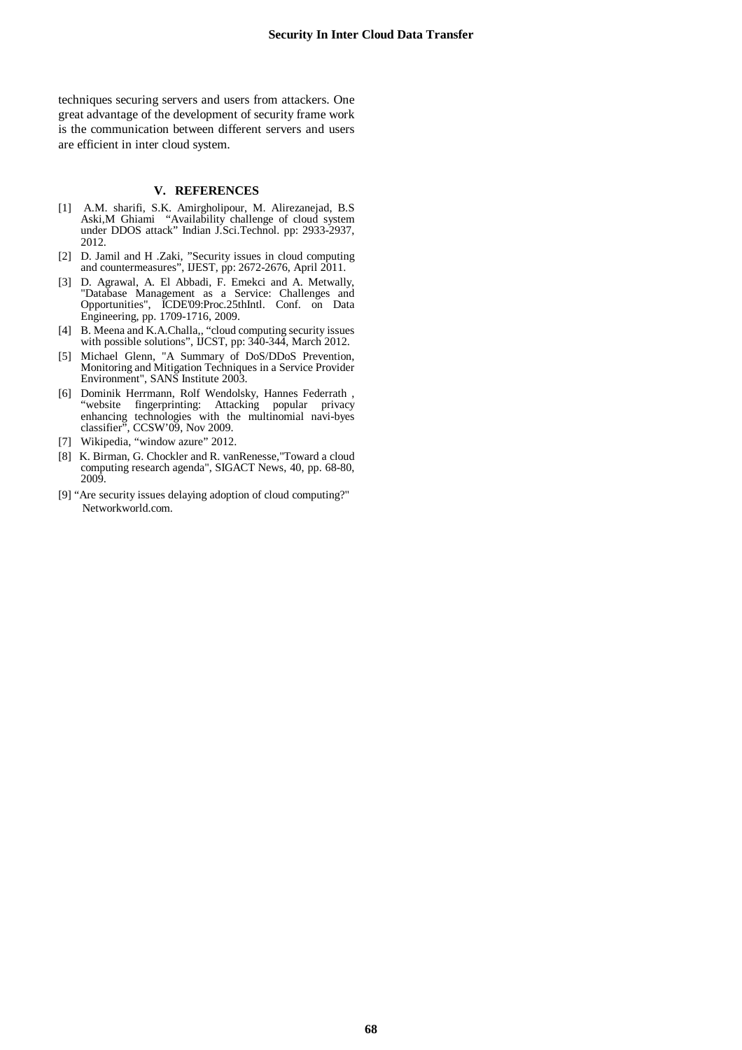techniques securing servers and users from attackers. One great advantage of the development of security frame work is the communication between different servers and users are efficient in inter cloud system.

## V. REFERENCES

[1] A.M. sharifi, S.K. Amirgholipour, M. Alirezanejad, B.S Aski,M Ghiami "Availability challenge of cloud system under DDOS attack" Indian J.Sci.Technol. pp: 2933-2937, 2012.

[2] D. Jamil and H .Zaki, "Security issues in cloud computing and countermeasures", IJEST, pp: 2672-2676, April 2011.

[3] D. Agrawal, A. El Abbadi, F. Emekci and A. Metwally, "Database Management as a Service: Challenges and Opportunities", ICDE'09:Proc.25thIntl. Conf. on Data Engineering, pp. 1709-1716, 2009.

[4] B. Meena and K.A.Challa,, "cloud computing security issues with possible solutions", IJCST, pp: 340-344, March 2012.

[5] Michael Glenn, "A Summary of DoS/DDoS Prevention, Monitoring and Mitigation Techniques in a Service Provider Environment", SANS Institute 2003.

[6] Dominik Herrmann, Rolf Wendolsky, Hannes Federrath , "website fingerprinting: Attacking popular privacy enhancing technologies with the multinomial navi-byes classifier", CCSW'09, Nov 2009.

[7] Wikipedia, "window azure" 2012.

[8] K. Birman, G. Chockler and R. vanRenesse,"Toward a cloud computing research agenda", SIGACT News, 40, pp. 68-80, 2009.

[9] "Are security issues delaying adoption of cloud computing?" Networkworld.com.